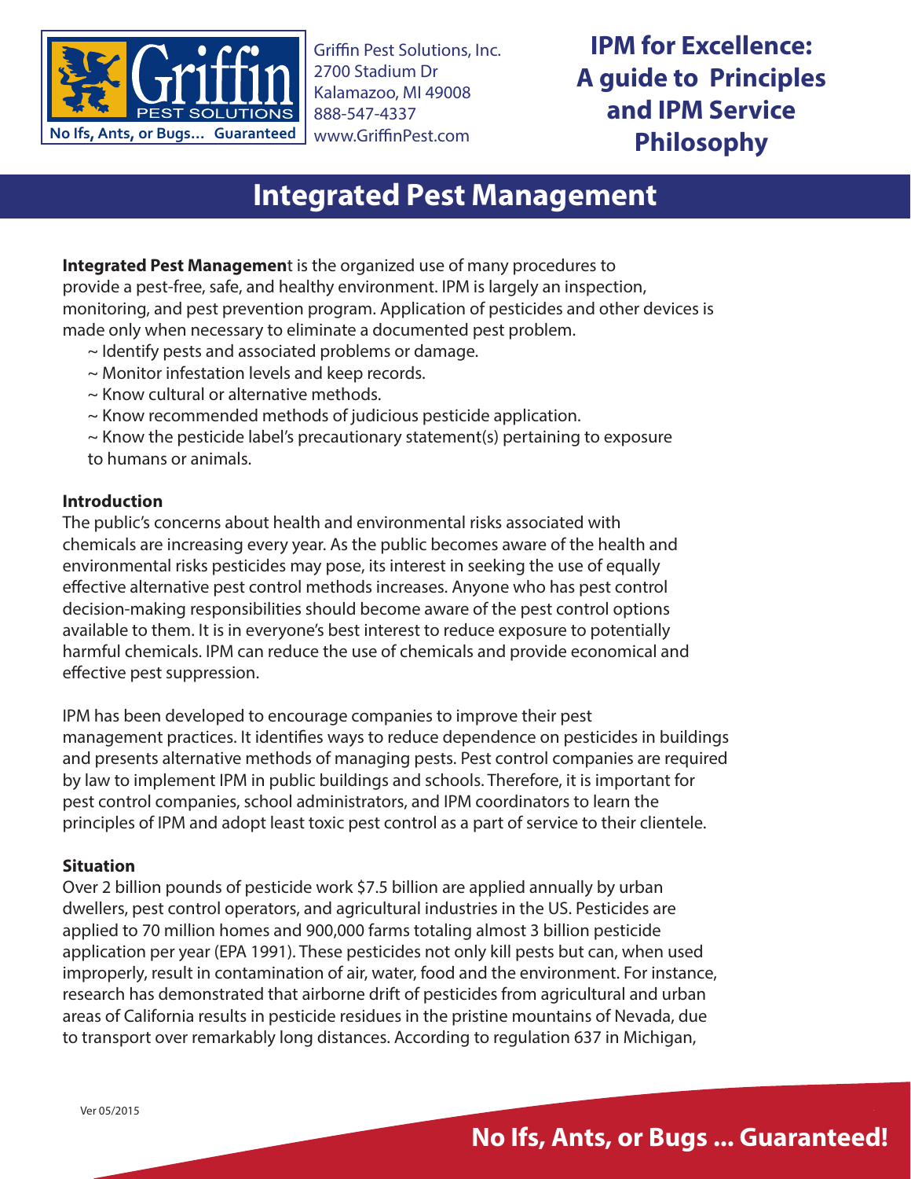Griffin Pest Solutions, Inc.
2700 Stadium Dr
Kalamazoo, MI 49008
888-547-4337
www.GriffinPest.com

# IPM for Excellence: A guide to Principles and IPM Service Philosophy

## Integrated Pest Management

**Integrated Pest Managemen**t is the organized use of many procedures to provide a pest-free, safe, and healthy environment. IPM is largely an inspection, monitoring, and pest prevention program. Application of pesticides and other devices is made only when necessary to eliminate a documented pest problem.

~ Identify pests and associated problems or damage.
~ Monitor infestation levels and keep records.
~ Know cultural or alternative methods.
~ Know recommended methods of judicious pesticide application.
~ Know the pesticide label's precautionary statement(s) pertaining to exposure to humans or animals.

### Introduction

The public's concerns about health and environmental risks associated with chemicals are increasing every year. As the public becomes aware of the health and environmental risks pesticides may pose, its interest in seeking the use of equally effective alternative pest control methods increases. Anyone who has pest control decision-making responsibilities should become aware of the pest control options available to them. It is in everyone's best interest to reduce exposure to potentially harmful chemicals. IPM can reduce the use of chemicals and provide economical and effective pest suppression.

IPM has been developed to encourage companies to improve their pest management practices. It identifies ways to reduce dependence on pesticides in buildings and presents alternative methods of managing pests. Pest control companies are required by law to implement IPM in public buildings and schools. Therefore, it is important for pest control companies, school administrators, and IPM coordinators to learn the principles of IPM and adopt least toxic pest control as a part of service to their clientele.

### Situation

Over 2 billion pounds of pesticide work $7.5 billion are applied annually by urban dwellers, pest control operators, and agricultural industries in the US. Pesticides are applied to 70 million homes and 900,000 farms totaling almost 3 billion pesticide application per year (EPA 1991). These pesticides not only kill pests but can, when used improperly, result in contamination of air, water, food and the environment. For instance, research has demonstrated that airborne drift of pesticides from agricultural and urban areas of California results in pesticide residues in the pristine mountains of Nevada, due to transport over remarkably long distances. According to regulation 637 in Michigan,

Ver 05/2015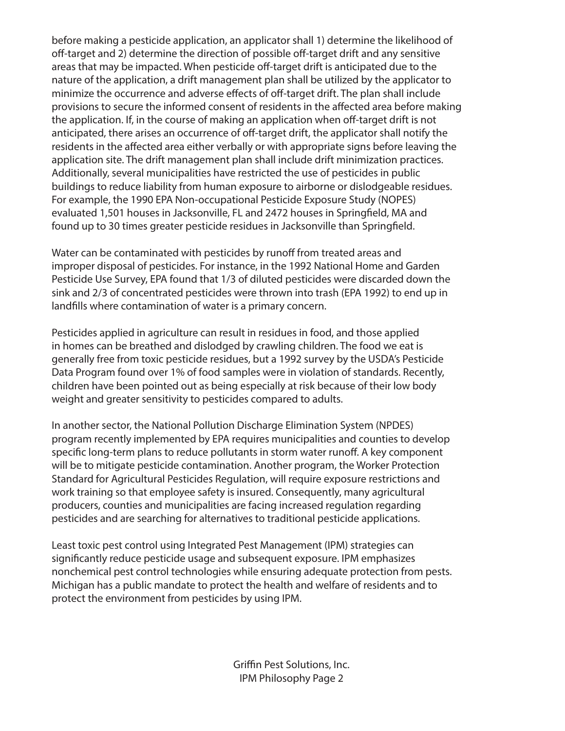before making a pesticide application, an applicator shall 1) determine the likelihood of off-target and 2) determine the direction of possible off-target drift and any sensitive areas that may be impacted. When pesticide off-target drift is anticipated due to the nature of the application, a drift management plan shall be utilized by the applicator to minimize the occurrence and adverse effects of off-target drift. The plan shall include provisions to secure the informed consent of residents in the affected area before making the application. If, in the course of making an application when off-target drift is not anticipated, there arises an occurrence of off-target drift, the applicator shall notify the residents in the affected area either verbally or with appropriate signs before leaving the application site. The drift management plan shall include drift minimization practices. Additionally, several municipalities have restricted the use of pesticides in public buildings to reduce liability from human exposure to airborne or dislodgeable residues. For example, the 1990 EPA Non-occupational Pesticide Exposure Study (NOPES) evaluated 1,501 houses in Jacksonville, FL and 2472 houses in Springfield, MA and found up to 30 times greater pesticide residues in Jacksonville than Springfield.

Water can be contaminated with pesticides by runoff from treated areas and improper disposal of pesticides. For instance, in the 1992 National Home and Garden Pesticide Use Survey, EPA found that 1/3 of diluted pesticides were discarded down the sink and 2/3 of concentrated pesticides were thrown into trash (EPA 1992) to end up in landfills where contamination of water is a primary concern.

Pesticides applied in agriculture can result in residues in food, and those applied in homes can be breathed and dislodged by crawling children. The food we eat is generally free from toxic pesticide residues, but a 1992 survey by the USDA's Pesticide Data Program found over 1% of food samples were in violation of standards. Recently, children have been pointed out as being especially at risk because of their low body weight and greater sensitivity to pesticides compared to adults.

In another sector, the National Pollution Discharge Elimination System (NPDES) program recently implemented by EPA requires municipalities and counties to develop specific long-term plans to reduce pollutants in storm water runoff. A key component will be to mitigate pesticide contamination. Another program, the Worker Protection Standard for Agricultural Pesticides Regulation, will require exposure restrictions and work training so that employee safety is insured. Consequently, many agricultural producers, counties and municipalities are facing increased regulation regarding pesticides and are searching for alternatives to traditional pesticide applications.

Least toxic pest control using Integrated Pest Management (IPM) strategies can significantly reduce pesticide usage and subsequent exposure. IPM emphasizes nonchemical pest control technologies while ensuring adequate protection from pests. Michigan has a public mandate to protect the health and welfare of residents and to protect the environment from pesticides by using IPM.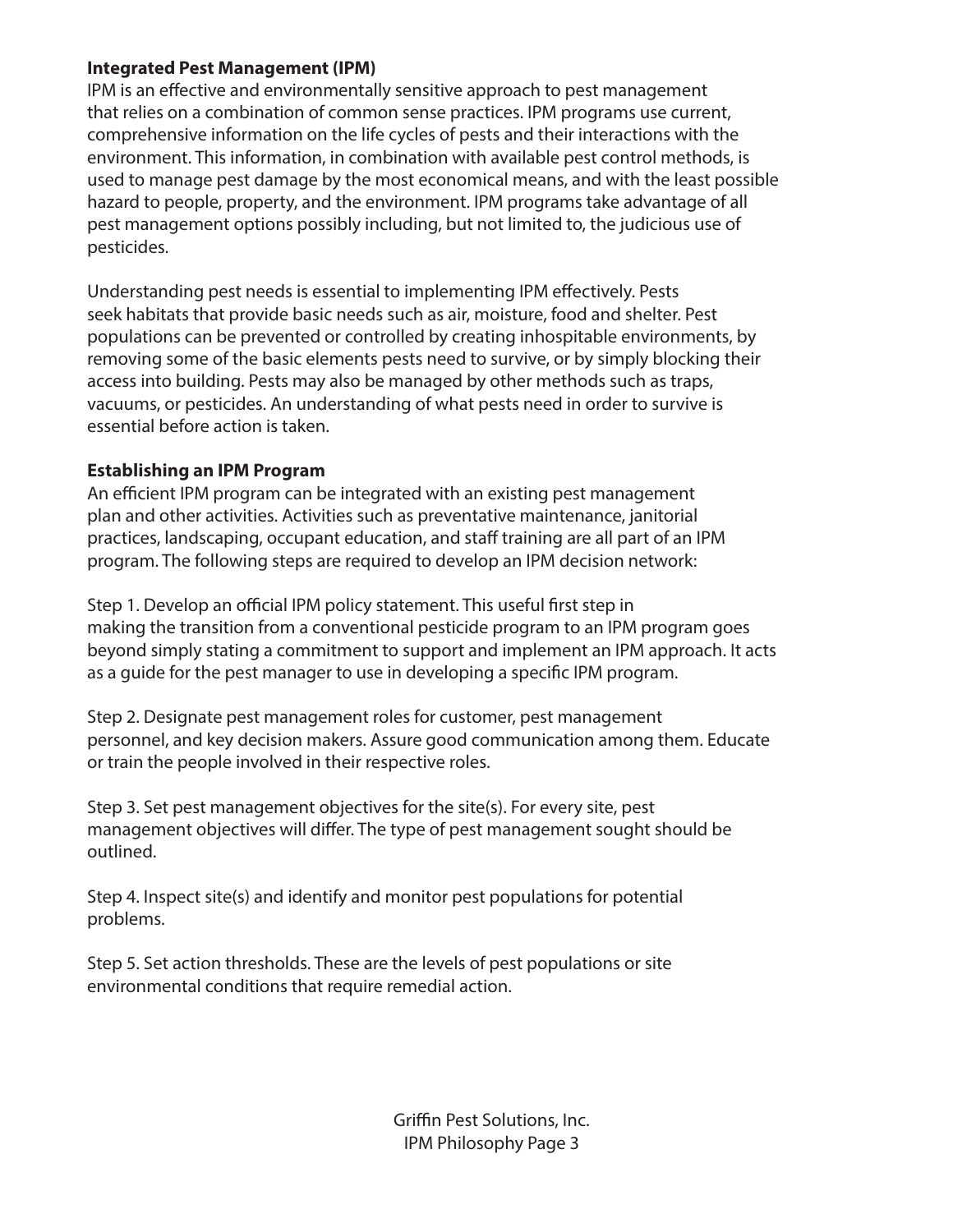**Integrated Pest Management (IPM)**

IPM is an effective and environmentally sensitive approach to pest management that relies on a combination of common sense practices. IPM programs use current, comprehensive information on the life cycles of pests and their interactions with the environment. This information, in combination with available pest control methods, is used to manage pest damage by the most economical means, and with the least possible hazard to people, property, and the environment. IPM programs take advantage of all pest management options possibly including, but not limited to, the judicious use of pesticides.

Understanding pest needs is essential to implementing IPM effectively. Pests seek habitats that provide basic needs such as air, moisture, food and shelter. Pest populations can be prevented or controlled by creating inhospitable environments, by removing some of the basic elements pests need to survive, or by simply blocking their access into building. Pests may also be managed by other methods such as traps, vacuums, or pesticides. An understanding of what pests need in order to survive is essential before action is taken.

**Establishing an IPM Program**

An efficient IPM program can be integrated with an existing pest management plan and other activities. Activities such as preventative maintenance, janitorial practices, landscaping, occupant education, and staff training are all part of an IPM program. The following steps are required to develop an IPM decision network:

Step 1. Develop an official IPM policy statement. This useful first step in making the transition from a conventional pesticide program to an IPM program goes beyond simply stating a commitment to support and implement an IPM approach. It acts as a guide for the pest manager to use in developing a specific IPM program.

Step 2. Designate pest management roles for customer, pest management personnel, and key decision makers. Assure good communication among them. Educate or train the people involved in their respective roles.

Step 3. Set pest management objectives for the site(s). For every site, pest management objectives will differ. The type of pest management sought should be outlined.

Step 4. Inspect site(s) and identify and monitor pest populations for potential problems.

Step 5. Set action thresholds. These are the levels of pest populations or site environmental conditions that require remedial action.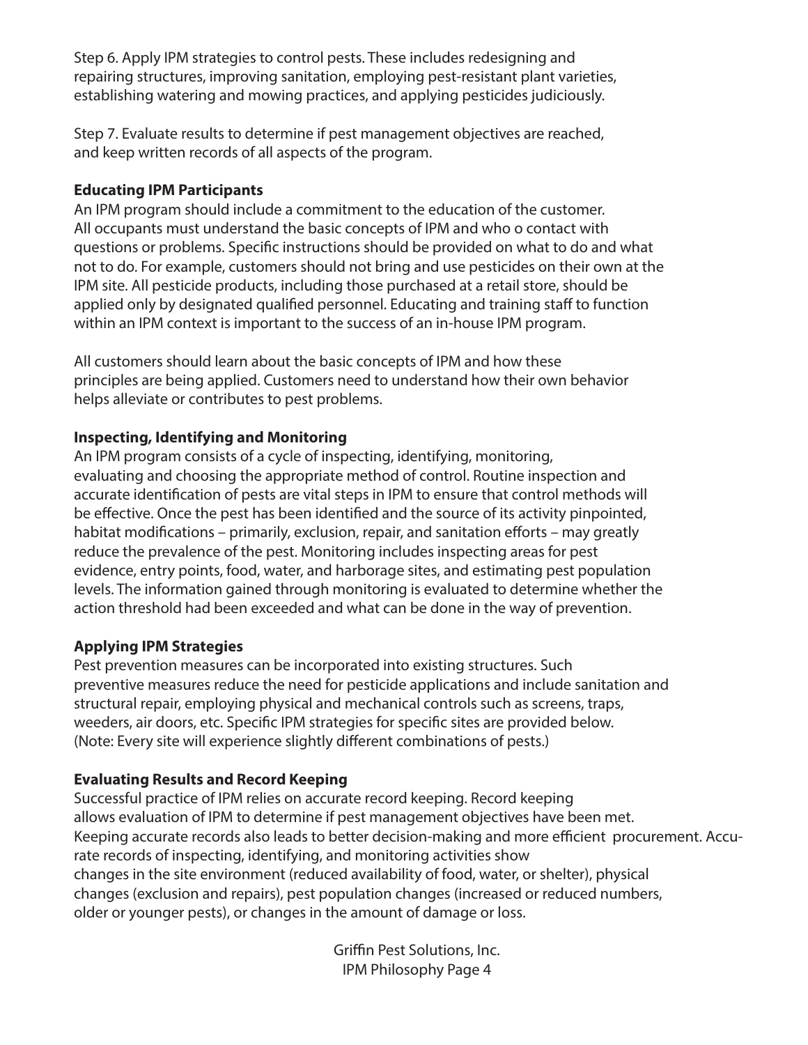Step 6. Apply IPM strategies to control pests. These includes redesigning and repairing structures, improving sanitation, employing pest-resistant plant varieties, establishing watering and mowing practices, and applying pesticides judiciously.

Step 7. Evaluate results to determine if pest management objectives are reached, and keep written records of all aspects of the program.

**Educating IPM Participants**

An IPM program should include a commitment to the education of the customer. All occupants must understand the basic concepts of IPM and who o contact with questions or problems. Specific instructions should be provided on what to do and what not to do. For example, customers should not bring and use pesticides on their own at the IPM site. All pesticide products, including those purchased at a retail store, should be applied only by designated qualified personnel. Educating and training staff to function within an IPM context is important to the success of an in-house IPM program.

All customers should learn about the basic concepts of IPM and how these principles are being applied. Customers need to understand how their own behavior helps alleviate or contributes to pest problems.

**Inspecting, Identifying and Monitoring**

An IPM program consists of a cycle of inspecting, identifying, monitoring, evaluating and choosing the appropriate method of control. Routine inspection and accurate identification of pests are vital steps in IPM to ensure that control methods will be effective. Once the pest has been identified and the source of its activity pinpointed, habitat modifications – primarily, exclusion, repair, and sanitation efforts – may greatly reduce the prevalence of the pest. Monitoring includes inspecting areas for pest evidence, entry points, food, water, and harborage sites, and estimating pest population levels. The information gained through monitoring is evaluated to determine whether the action threshold had been exceeded and what can be done in the way of prevention.

**Applying IPM Strategies**

Pest prevention measures can be incorporated into existing structures. Such preventive measures reduce the need for pesticide applications and include sanitation and structural repair, employing physical and mechanical controls such as screens, traps, weeders, air doors, etc. Specific IPM strategies for specific sites are provided below. (Note: Every site will experience slightly different combinations of pests.)

**Evaluating Results and Record Keeping**

Successful practice of IPM relies on accurate record keeping. Record keeping allows evaluation of IPM to determine if pest management objectives have been met. Keeping accurate records also leads to better decision-making and more efficient procurement. Accurate records of inspecting, identifying, and monitoring activities show changes in the site environment (reduced availability of food, water, or shelter), physical changes (exclusion and repairs), pest population changes (increased or reduced numbers, older or younger pests), or changes in the amount of damage or loss.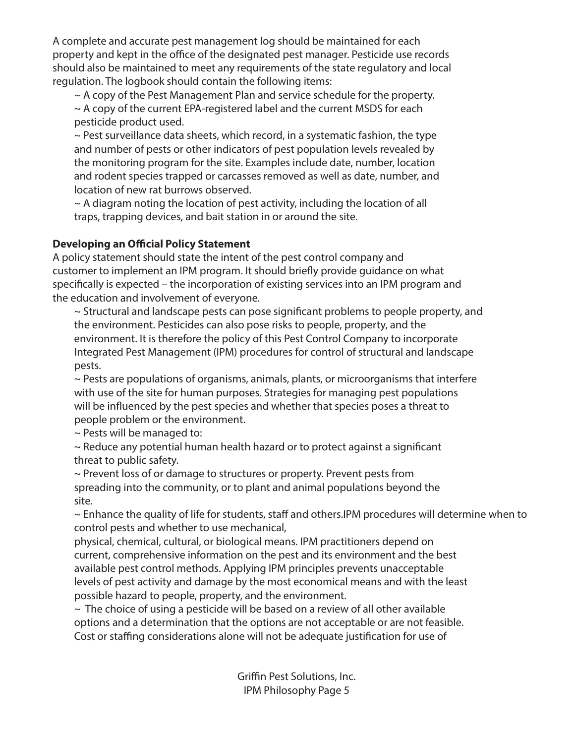A complete and accurate pest management log should be maintained for each property and kept in the office of the designated pest manager. Pesticide use records should also be maintained to meet any requirements of the state regulatory and local regulation. The logbook should contain the following items:

~ A copy of the Pest Management Plan and service schedule for the property.

~ A copy of the current EPA-registered label and the current MSDS for each pesticide product used.

~ Pest surveillance data sheets, which record, in a systematic fashion, the type and number of pests or other indicators of pest population levels revealed by the monitoring program for the site. Examples include date, number, location and rodent species trapped or carcasses removed as well as date, number, and location of new rat burrows observed.

~ A diagram noting the location of pest activity, including the location of all traps, trapping devices, and bait station in or around the site.

**Developing an Official Policy Statement**

A policy statement should state the intent of the pest control company and customer to implement an IPM program. It should briefly provide guidance on what specifically is expected – the incorporation of existing services into an IPM program and the education and involvement of everyone.

~ Structural and landscape pests can pose significant problems to people property, and the environment. Pesticides can also pose risks to people, property, and the environment. It is therefore the policy of this Pest Control Company to incorporate Integrated Pest Management (IPM) procedures for control of structural and landscape pests.

~ Pests are populations of organisms, animals, plants, or microorganisms that interfere with use of the site for human purposes. Strategies for managing pest populations will be influenced by the pest species and whether that species poses a threat to people problem or the environment.

~ Pests will be managed to:

~ Reduce any potential human health hazard or to protect against a significant threat to public safety.

~ Prevent loss of or damage to structures or property. Prevent pests from spreading into the community, or to plant and animal populations beyond the site.

~ Enhance the quality of life for students, staff and others.IPM procedures will determine when to control pests and whether to use mechanical, physical, chemical, cultural, or biological means. IPM practitioners depend on current, comprehensive information on the pest and its environment and the best available pest control methods. Applying IPM principles prevents unacceptable levels of pest activity and damage by the most economical means and with the least possible hazard to people, property, and the environment.

~ The choice of using a pesticide will be based on a review of all other available options and a determination that the options are not acceptable or are not feasible. Cost or staffing considerations alone will not be adequate justification for use of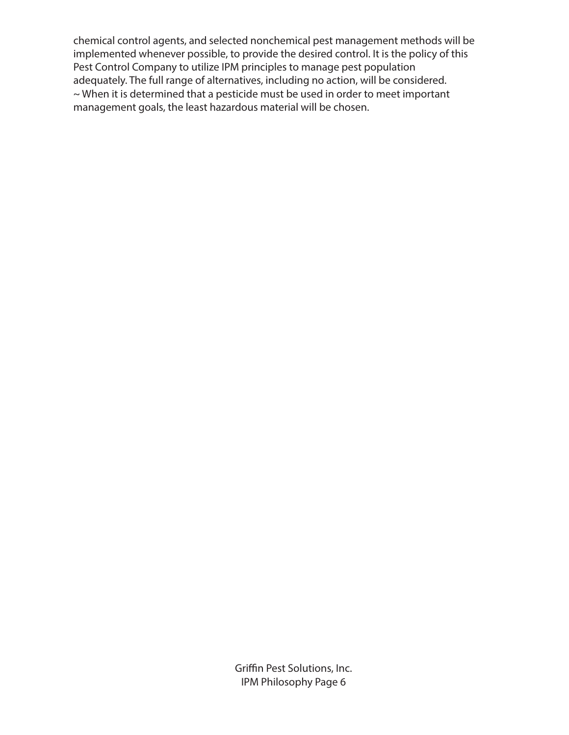chemical control agents, and selected nonchemical pest management methods will be implemented whenever possible, to provide the desired control. It is the policy of this Pest Control Company to utilize IPM principles to manage pest population adequately. The full range of alternatives, including no action, will be considered.
~ When it is determined that a pesticide must be used in order to meet important management goals, the least hazardous material will be chosen.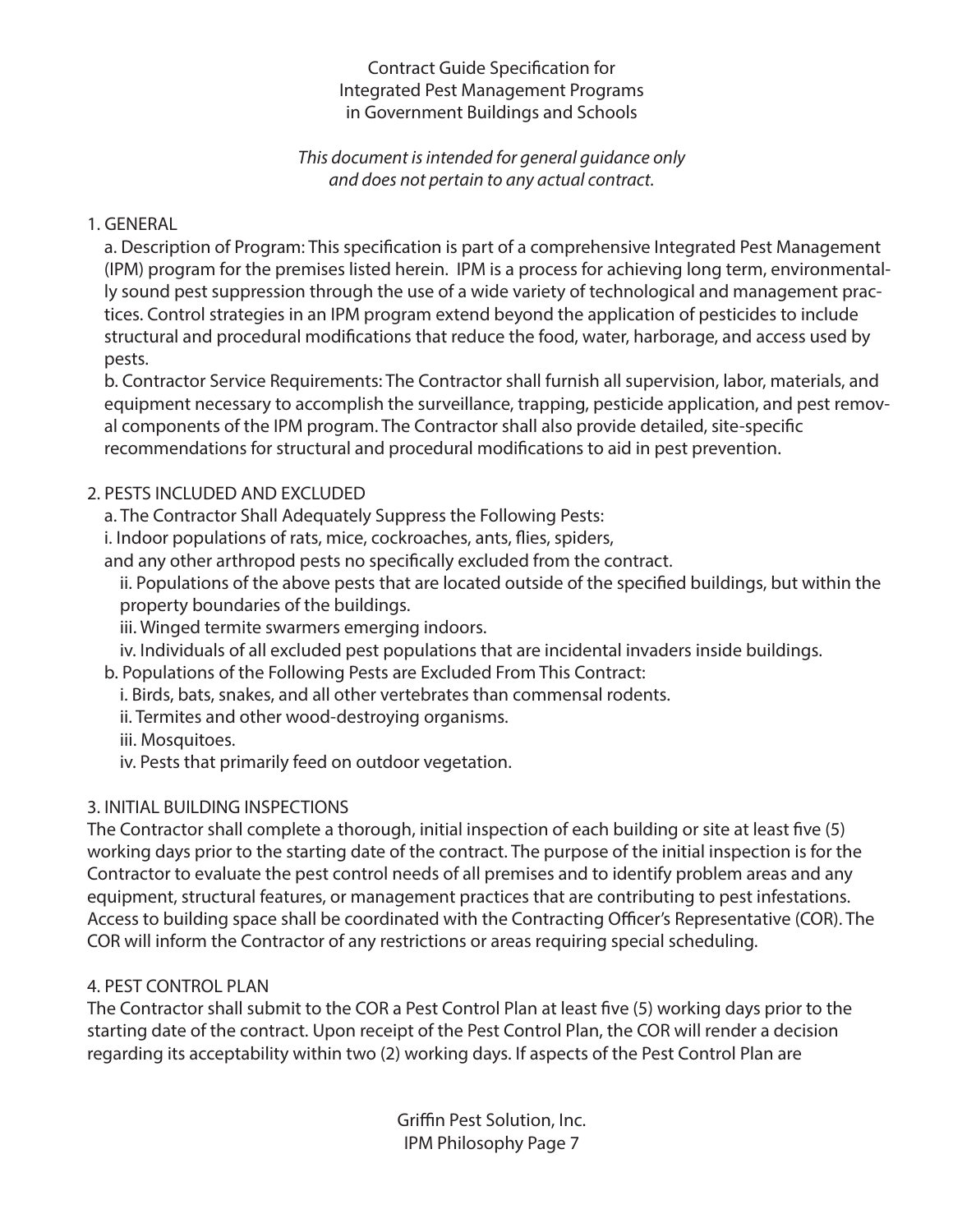Contract Guide Specification for
Integrated Pest Management Programs
in Government Buildings and Schools

*This document is intended for general guidance only and does not pertain to any actual contract.*

1. GENERAL

a. Description of Program: This specification is part of a comprehensive Integrated Pest Management (IPM) program for the premises listed herein. IPM is a process for achieving long term, environmentally sound pest suppression through the use of a wide variety of technological and management practices. Control strategies in an IPM program extend beyond the application of pesticides to include structural and procedural modifications that reduce the food, water, harborage, and access used by pests.

b. Contractor Service Requirements: The Contractor shall furnish all supervision, labor, materials, and equipment necessary to accomplish the surveillance, trapping, pesticide application, and pest removal components of the IPM program. The Contractor shall also provide detailed, site-specific recommendations for structural and procedural modifications to aid in pest prevention.

2. PESTS INCLUDED AND EXCLUDED

a. The Contractor Shall Adequately Suppress the Following Pests:

i. Indoor populations of rats, mice, cockroaches, ants, flies, spiders, and any other arthropod pests no specifically excluded from the contract.

ii. Populations of the above pests that are located outside of the specified buildings, but within the property boundaries of the buildings.

iii. Winged termite swarmers emerging indoors.

iv. Individuals of all excluded pest populations that are incidental invaders inside buildings.

b. Populations of the Following Pests are Excluded From This Contract:

i. Birds, bats, snakes, and all other vertebrates than commensal rodents.

ii. Termites and other wood-destroying organisms.

iii. Mosquitoes.

iv. Pests that primarily feed on outdoor vegetation.

3. INITIAL BUILDING INSPECTIONS

The Contractor shall complete a thorough, initial inspection of each building or site at least five (5) working days prior to the starting date of the contract. The purpose of the initial inspection is for the Contractor to evaluate the pest control needs of all premises and to identify problem areas and any equipment, structural features, or management practices that are contributing to pest infestations. Access to building space shall be coordinated with the Contracting Officer's Representative (COR). The COR will inform the Contractor of any restrictions or areas requiring special scheduling.

4. PEST CONTROL PLAN

The Contractor shall submit to the COR a Pest Control Plan at least five (5) working days prior to the starting date of the contract. Upon receipt of the Pest Control Plan, the COR will render a decision regarding its acceptability within two (2) working days. If aspects of the Pest Control Plan are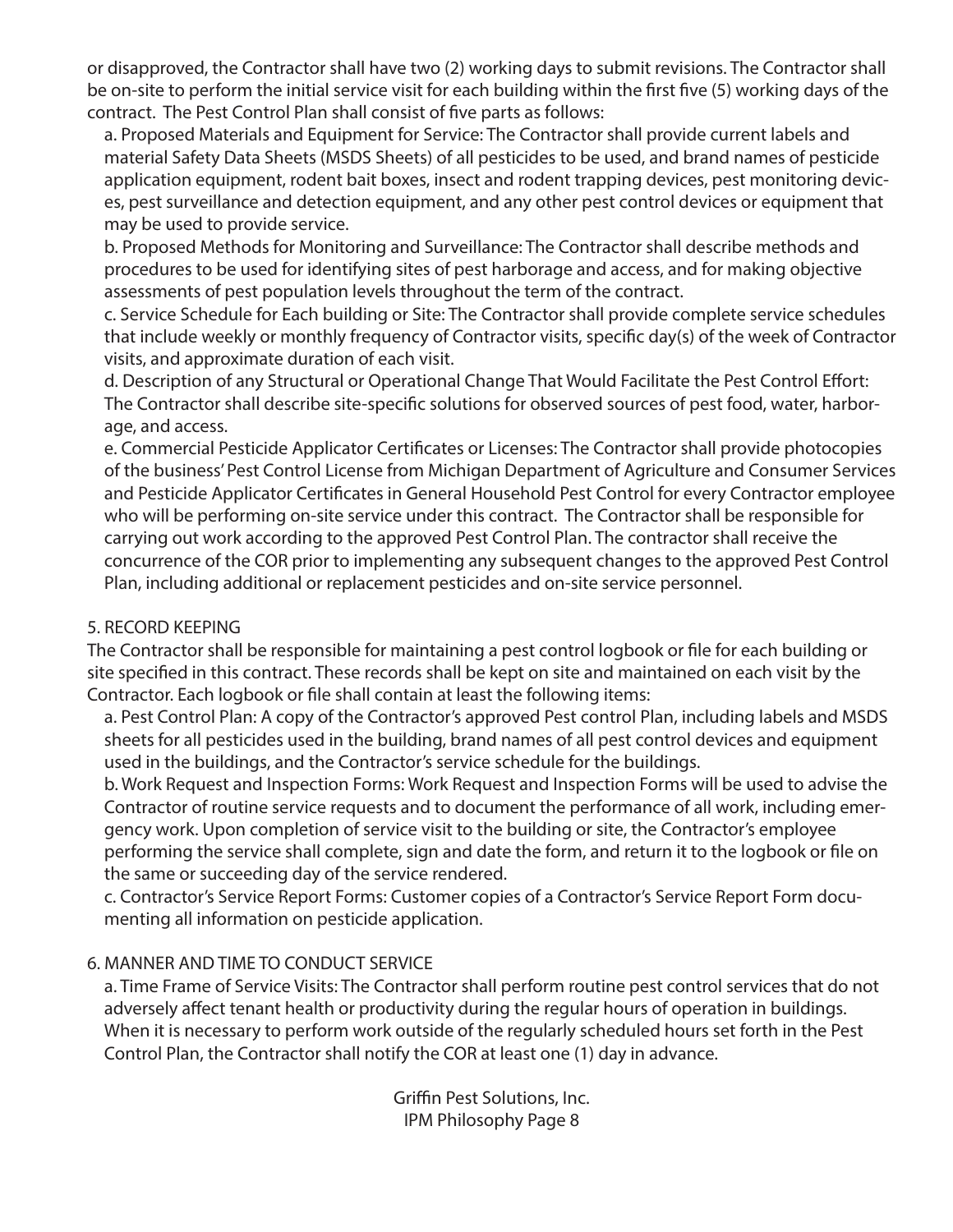or disapproved, the Contractor shall have two (2) working days to submit revisions. The Contractor shall be on-site to perform the initial service visit for each building within the first five (5) working days of the contract. The Pest Control Plan shall consist of five parts as follows:

a. Proposed Materials and Equipment for Service: The Contractor shall provide current labels and material Safety Data Sheets (MSDS Sheets) of all pesticides to be used, and brand names of pesticide application equipment, rodent bait boxes, insect and rodent trapping devices, pest monitoring devices, pest surveillance and detection equipment, and any other pest control devices or equipment that may be used to provide service.

b. Proposed Methods for Monitoring and Surveillance: The Contractor shall describe methods and procedures to be used for identifying sites of pest harborage and access, and for making objective assessments of pest population levels throughout the term of the contract.

c. Service Schedule for Each building or Site: The Contractor shall provide complete service schedules that include weekly or monthly frequency of Contractor visits, specific day(s) of the week of Contractor visits, and approximate duration of each visit.

d. Description of any Structural or Operational Change That Would Facilitate the Pest Control Effort: The Contractor shall describe site-specific solutions for observed sources of pest food, water, harborage, and access.

e. Commercial Pesticide Applicator Certificates or Licenses: The Contractor shall provide photocopies of the business' Pest Control License from Michigan Department of Agriculture and Consumer Services and Pesticide Applicator Certificates in General Household Pest Control for every Contractor employee who will be performing on-site service under this contract. The Contractor shall be responsible for carrying out work according to the approved Pest Control Plan. The contractor shall receive the concurrence of the COR prior to implementing any subsequent changes to the approved Pest Control Plan, including additional or replacement pesticides and on-site service personnel.

## 5. RECORD KEEPING

The Contractor shall be responsible for maintaining a pest control logbook or file for each building or site specified in this contract. These records shall be kept on site and maintained on each visit by the Contractor. Each logbook or file shall contain at least the following items:

a. Pest Control Plan: A copy of the Contractor's approved Pest control Plan, including labels and MSDS sheets for all pesticides used in the building, brand names of all pest control devices and equipment used in the buildings, and the Contractor's service schedule for the buildings.

b. Work Request and Inspection Forms: Work Request and Inspection Forms will be used to advise the Contractor of routine service requests and to document the performance of all work, including emergency work. Upon completion of service visit to the building or site, the Contractor's employee performing the service shall complete, sign and date the form, and return it to the logbook or file on the same or succeeding day of the service rendered.

c. Contractor's Service Report Forms: Customer copies of a Contractor's Service Report Form documenting all information on pesticide application.

## 6. MANNER AND TIME TO CONDUCT SERVICE

a. Time Frame of Service Visits: The Contractor shall perform routine pest control services that do not adversely affect tenant health or productivity during the regular hours of operation in buildings. When it is necessary to perform work outside of the regularly scheduled hours set forth in the Pest Control Plan, the Contractor shall notify the COR at least one (1) day in advance.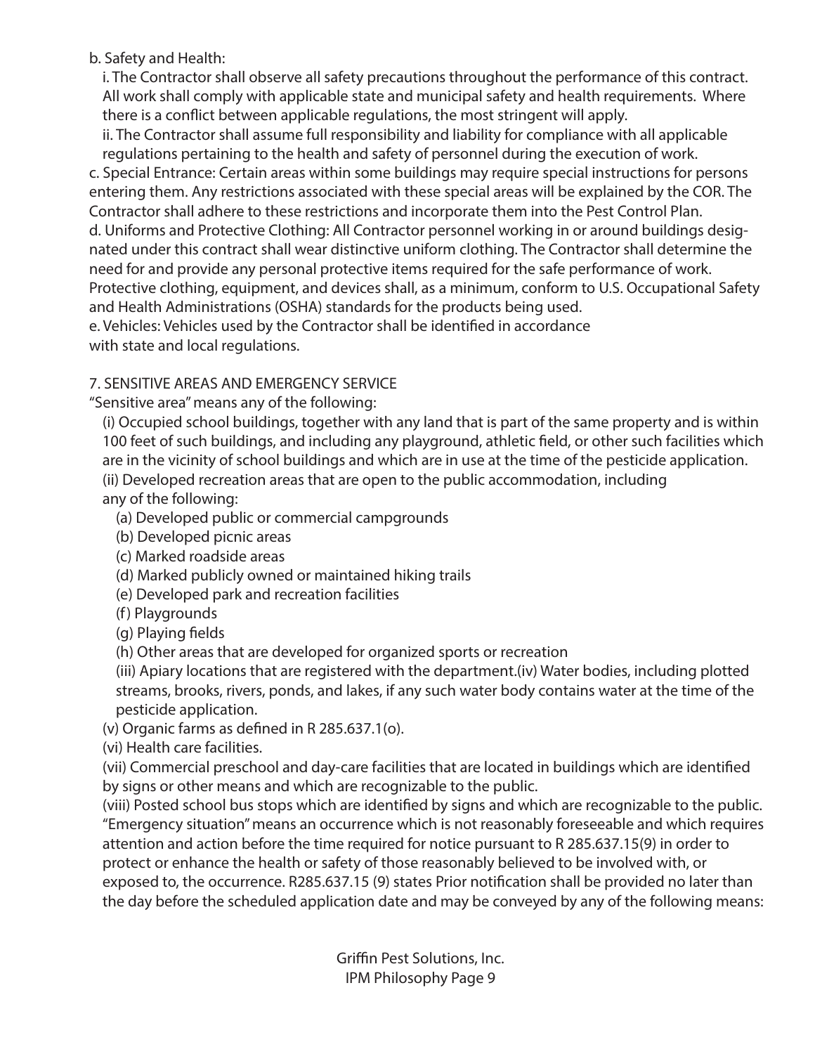b. Safety and Health:

i. The Contractor shall observe all safety precautions throughout the performance of this contract. All work shall comply with applicable state and municipal safety and health requirements. Where there is a conflict between applicable regulations, the most stringent will apply.

ii. The Contractor shall assume full responsibility and liability for compliance with all applicable regulations pertaining to the health and safety of personnel during the execution of work.

c. Special Entrance: Certain areas within some buildings may require special instructions for persons entering them. Any restrictions associated with these special areas will be explained by the COR. The Contractor shall adhere to these restrictions and incorporate them into the Pest Control Plan.

d. Uniforms and Protective Clothing: All Contractor personnel working in or around buildings designated under this contract shall wear distinctive uniform clothing. The Contractor shall determine the need for and provide any personal protective items required for the safe performance of work. Protective clothing, equipment, and devices shall, as a minimum, conform to U.S. Occupational Safety and Health Administrations (OSHA) standards for the products being used.

e. Vehicles: Vehicles used by the Contractor shall be identified in accordance with state and local regulations.

7. SENSITIVE AREAS AND EMERGENCY SERVICE

"Sensitive area" means any of the following:

(i) Occupied school buildings, together with any land that is part of the same property and is within 100 feet of such buildings, and including any playground, athletic field, or other such facilities which are in the vicinity of school buildings and which are in use at the time of the pesticide application.

(ii) Developed recreation areas that are open to the public accommodation, including any of the following:

- (a) Developed public or commercial campgrounds
- (b) Developed picnic areas
- (c) Marked roadside areas
- (d) Marked publicly owned or maintained hiking trails
- (e) Developed park and recreation facilities
- (f) Playgrounds
- (g) Playing fields
- (h) Other areas that are developed for organized sports or recreation

(iii) Apiary locations that are registered with the department.(iv) Water bodies, including plotted streams, brooks, rivers, ponds, and lakes, if any such water body contains water at the time of the pesticide application.

(v) Organic farms as defined in R 285.637.1(o).

(vi) Health care facilities.

(vii) Commercial preschool and day-care facilities that are located in buildings which are identified by signs or other means and which are recognizable to the public.

(viii) Posted school bus stops which are identified by signs and which are recognizable to the public.

"Emergency situation" means an occurrence which is not reasonably foreseeable and which requires attention and action before the time required for notice pursuant to R 285.637.15(9) in order to protect or enhance the health or safety of those reasonably believed to be involved with, or exposed to, the occurrence. R285.637.15 (9) states Prior notification shall be provided no later than the day before the scheduled application date and may be conveyed by any of the following means: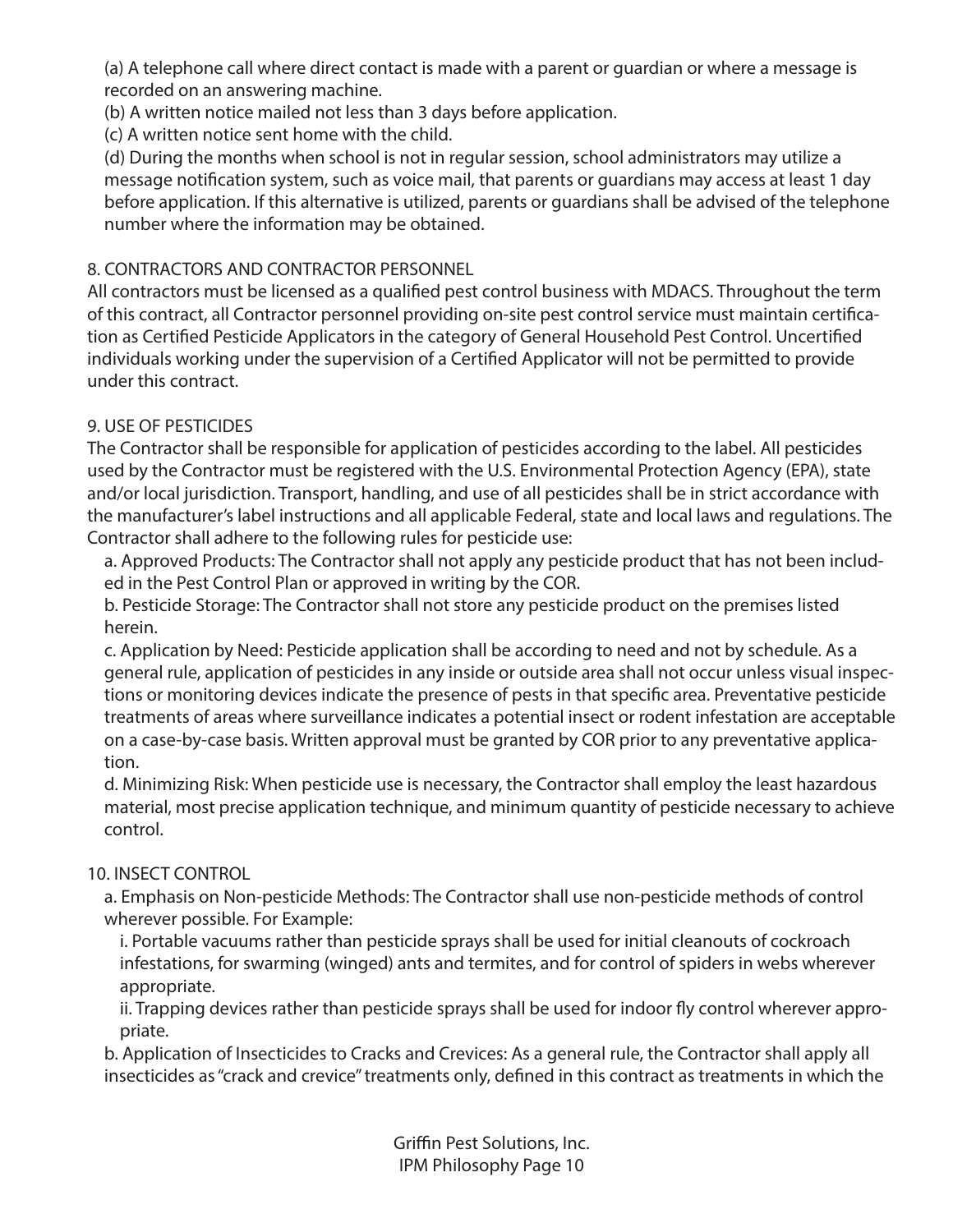(a) A telephone call where direct contact is made with a parent or guardian or where a message is recorded on an answering machine.
(b) A written notice mailed not less than 3 days before application.
(c) A written notice sent home with the child.
(d) During the months when school is not in regular session, school administrators may utilize a message notification system, such as voice mail, that parents or guardians may access at least 1 day before application. If this alternative is utilized, parents or guardians shall be advised of the telephone number where the information may be obtained.

8. CONTRACTORS AND CONTRACTOR PERSONNEL

All contractors must be licensed as a qualified pest control business with MDACS. Throughout the term of this contract, all Contractor personnel providing on-site pest control service must maintain certification as Certified Pesticide Applicators in the category of General Household Pest Control. Uncertified individuals working under the supervision of a Certified Applicator will not be permitted to provide under this contract.

9. USE OF PESTICIDES

The Contractor shall be responsible for application of pesticides according to the label. All pesticides used by the Contractor must be registered with the U.S. Environmental Protection Agency (EPA), state and/or local jurisdiction. Transport, handling, and use of all pesticides shall be in strict accordance with the manufacturer's label instructions and all applicable Federal, state and local laws and regulations. The Contractor shall adhere to the following rules for pesticide use:

a. Approved Products: The Contractor shall not apply any pesticide product that has not been included in the Pest Control Plan or approved in writing by the COR.
b. Pesticide Storage: The Contractor shall not store any pesticide product on the premises listed herein.
c. Application by Need: Pesticide application shall be according to need and not by schedule. As a general rule, application of pesticides in any inside or outside area shall not occur unless visual inspections or monitoring devices indicate the presence of pests in that specific area. Preventative pesticide treatments of areas where surveillance indicates a potential insect or rodent infestation are acceptable on a case-by-case basis. Written approval must be granted by COR prior to any preventative application.
d. Minimizing Risk: When pesticide use is necessary, the Contractor shall employ the least hazardous material, most precise application technique, and minimum quantity of pesticide necessary to achieve control.

10. INSECT CONTROL

a. Emphasis on Non-pesticide Methods: The Contractor shall use non-pesticide methods of control wherever possible. For Example:
i. Portable vacuums rather than pesticide sprays shall be used for initial cleanouts of cockroach infestations, for swarming (winged) ants and termites, and for control of spiders in webs wherever appropriate.
ii. Trapping devices rather than pesticide sprays shall be used for indoor fly control wherever appropriate.
b. Application of Insecticides to Cracks and Crevices: As a general rule, the Contractor shall apply all insecticides as "crack and crevice" treatments only, defined in this contract as treatments in which the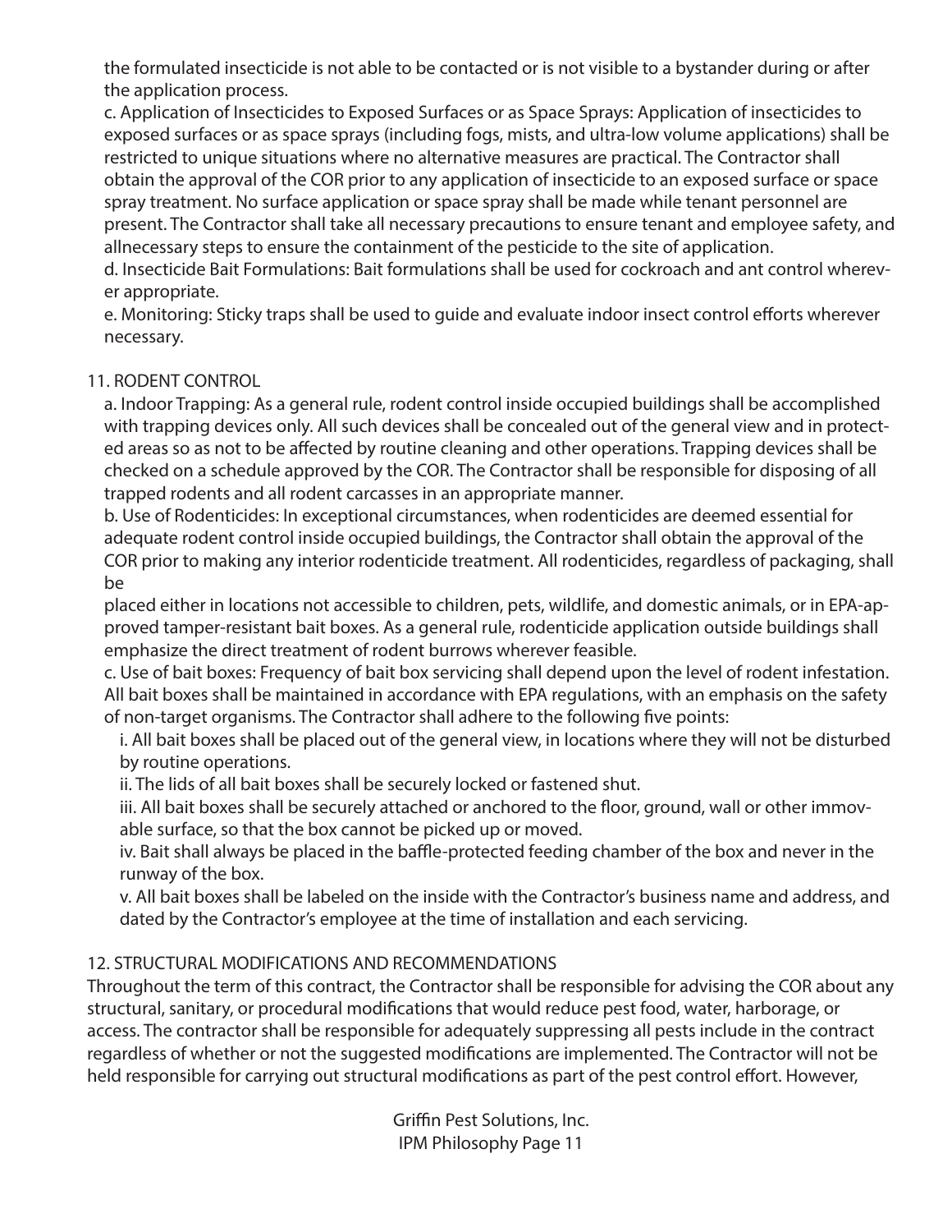the formulated insecticide is not able to be contacted or is not visible to a bystander during or after the application process.

c. Application of Insecticides to Exposed Surfaces or as Space Sprays: Application of insecticides to exposed surfaces or as space sprays (including fogs, mists, and ultra-low volume applications) shall be restricted to unique situations where no alternative measures are practical. The Contractor shall obtain the approval of the COR prior to any application of insecticide to an exposed surface or space spray treatment. No surface application or space spray shall be made while tenant personnel are present. The Contractor shall take all necessary precautions to ensure tenant and employee safety, and allnecessary steps to ensure the containment of the pesticide to the site of application.

d. Insecticide Bait Formulations: Bait formulations shall be used for cockroach and ant control wherever appropriate.

e. Monitoring: Sticky traps shall be used to guide and evaluate indoor insect control efforts wherever necessary.

11. RODENT CONTROL

a. Indoor Trapping: As a general rule, rodent control inside occupied buildings shall be accomplished with trapping devices only. All such devices shall be concealed out of the general view and in protected areas so as not to be affected by routine cleaning and other operations. Trapping devices shall be checked on a schedule approved by the COR. The Contractor shall be responsible for disposing of all trapped rodents and all rodent carcasses in an appropriate manner.

b. Use of Rodenticides: In exceptional circumstances, when rodenticides are deemed essential for adequate rodent control inside occupied buildings, the Contractor shall obtain the approval of the COR prior to making any interior rodenticide treatment. All rodenticides, regardless of packaging, shall be

placed either in locations not accessible to children, pets, wildlife, and domestic animals, or in EPA-approved tamper-resistant bait boxes. As a general rule, rodenticide application outside buildings shall emphasize the direct treatment of rodent burrows wherever feasible.

c. Use of bait boxes: Frequency of bait box servicing shall depend upon the level of rodent infestation. All bait boxes shall be maintained in accordance with EPA regulations, with an emphasis on the safety of non-target organisms. The Contractor shall adhere to the following five points:

i. All bait boxes shall be placed out of the general view, in locations where they will not be disturbed by routine operations.

ii. The lids of all bait boxes shall be securely locked or fastened shut.

iii. All bait boxes shall be securely attached or anchored to the floor, ground, wall or other immovable surface, so that the box cannot be picked up or moved.

iv. Bait shall always be placed in the baffle-protected feeding chamber of the box and never in the runway of the box.

v. All bait boxes shall be labeled on the inside with the Contractor's business name and address, and dated by the Contractor's employee at the time of installation and each servicing.

12. STRUCTURAL MODIFICATIONS AND RECOMMENDATIONS

Throughout the term of this contract, the Contractor shall be responsible for advising the COR about any structural, sanitary, or procedural modifications that would reduce pest food, water, harborage, or access. The contractor shall be responsible for adequately suppressing all pests include in the contract regardless of whether or not the suggested modifications are implemented. The Contractor will not be held responsible for carrying out structural modifications as part of the pest control effort. However,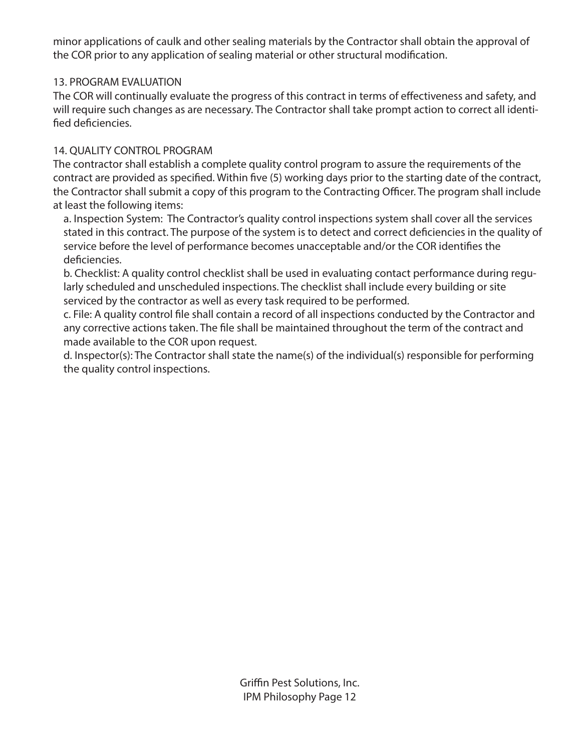minor applications of caulk and other sealing materials by the Contractor shall obtain the approval of the COR prior to any application of sealing material or other structural modification.

13. PROGRAM EVALUATION

The COR will continually evaluate the progress of this contract in terms of effectiveness and safety, and will require such changes as are necessary. The Contractor shall take prompt action to correct all identified deficiencies.

14. QUALITY CONTROL PROGRAM

The contractor shall establish a complete quality control program to assure the requirements of the contract are provided as specified. Within five (5) working days prior to the starting date of the contract, the Contractor shall submit a copy of this program to the Contracting Officer. The program shall include at least the following items:

a. Inspection System: The Contractor's quality control inspections system shall cover all the services stated in this contract. The purpose of the system is to detect and correct deficiencies in the quality of service before the level of performance becomes unacceptable and/or the COR identifies the deficiencies.

b. Checklist: A quality control checklist shall be used in evaluating contact performance during regularly scheduled and unscheduled inspections. The checklist shall include every building or site serviced by the contractor as well as every task required to be performed.

c. File: A quality control file shall contain a record of all inspections conducted by the Contractor and any corrective actions taken. The file shall be maintained throughout the term of the contract and made available to the COR upon request.

d. Inspector(s): The Contractor shall state the name(s) of the individual(s) responsible for performing the quality control inspections.